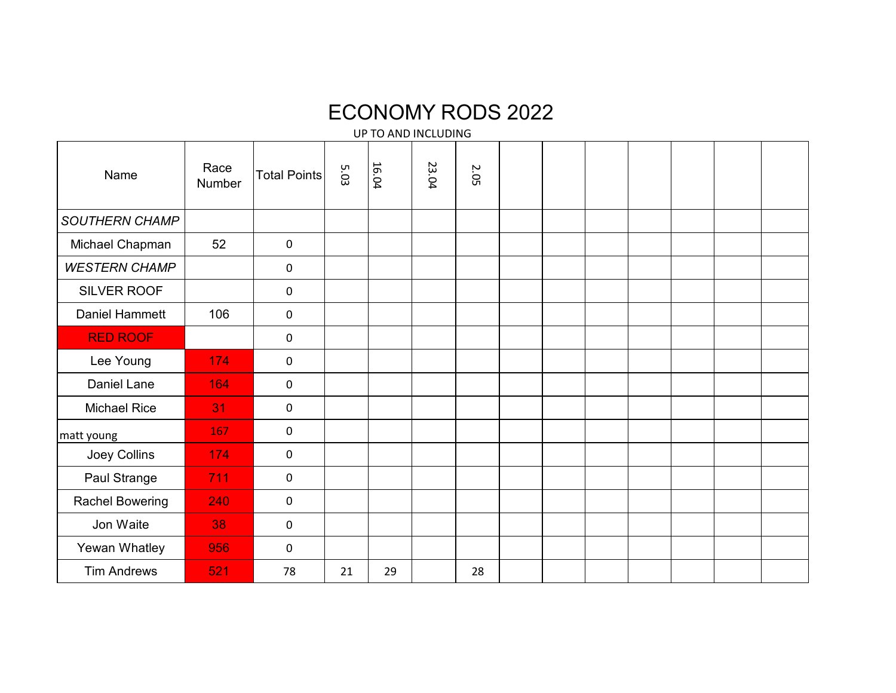# ECONOMY RODS 2022

UP TO AND INCLUDING

| Name | Race Number | Total Points | 5.03 | 16.04 | 23.04 | 2.05 | | | | | | | |
|---|---|---|---|---|---|---|---|---|---|---|---|---|---|
| *SOUTHERN CHAMP* | | | | | | | | | | | | | |
| Michael Chapman | 52 | 0 | | | | | | | | | | | |
| *WESTERN CHAMP* | | 0 | | | | | | | | | | | |
| SILVER ROOF | | 0 | | | | | | | | | | | |
| Daniel Hammett | 106 | 0 | | | | | | | | | | | |
| RED ROOF | | 0 | | | | | | | | | | | |
| Lee Young | 174 | 0 | | | | | | | | | | | |
| Daniel Lane | 164 | 0 | | | | | | | | | | | |
| Michael Rice | 31 | 0 | | | | | | | | | | | |
| matt young | 167 | 0 | | | | | | | | | | | |
| Joey Collins | 174 | 0 | | | | | | | | | | | |
| Paul Strange | 711 | 0 | | | | | | | | | | | |
| Rachel Bowering | 240 | 0 | | | | | | | | | | | |
| Jon Waite | 38 | 0 | | | | | | | | | | | |
| Yewan Whatley | 956 | 0 | | | | | | | | | | | |
| Tim Andrews | 521 | 78 | 21 | 29 | | 28 | | | | | | | |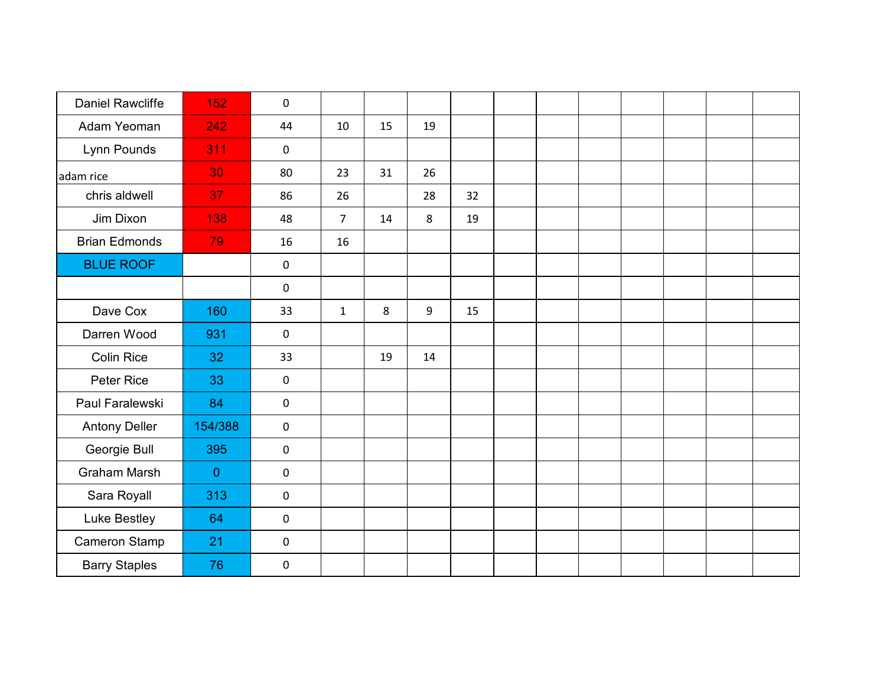| | | | | | | | | | | | | | |
|---|---|---|---|---|---|---|---|---|---|---|---|---|---|
| Daniel Rawcliffe | 152 | 0 | | | | | | | | | | | |
| Adam Yeoman | 242 | 44 | 10 | 15 | 19 | | | | | | | | |
| Lynn Pounds | 311 | 0 | | | | | | | | | | | |
| adam rice | 30 | 80 | 23 | 31 | 26 | | | | | | | | |
| chris aldwell | 37 | 86 | 26 | | 28 | 32 | | | | | | | |
| Jim Dixon | 138 | 48 | 7 | 14 | 8 | 19 | | | | | | | |
| Brian Edmonds | 79 | 16 | 16 | | | | | | | | | | |
| BLUE ROOF | | 0 | | | | | | | | | | | |
| | | 0 | | | | | | | | | | | |
| Dave Cox | 160 | 33 | 1 | 8 | 9 | 15 | | | | | | | |
| Darren Wood | 931 | 0 | | | | | | | | | | | |
| Colin Rice | 32 | 33 | | 19 | 14 | | | | | | | | |
| Peter Rice | 33 | 0 | | | | | | | | | | | |
| Paul Faralewski | 84 | 0 | | | | | | | | | | | |
| Antony Deller | 154/388 | 0 | | | | | | | | | | | |
| Georgie Bull | 395 | 0 | | | | | | | | | | | |
| Graham Marsh | 0 | 0 | | | | | | | | | | | |
| Sara Royall | 313 | 0 | | | | | | | | | | | |
| Luke Bestley | 64 | 0 | | | | | | | | | | | |
| Cameron Stamp | 21 | 0 | | | | | | | | | | | |
| Barry Staples | 76 | 0 | | | | | | | | | | | |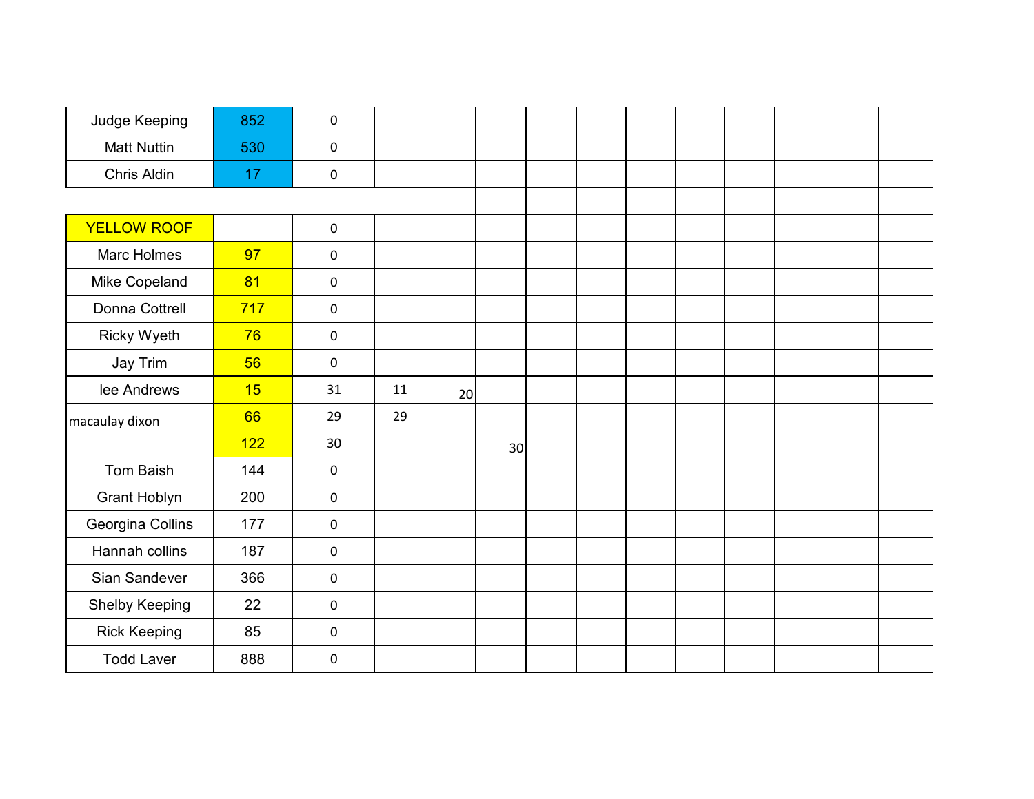| | | | | | | | | | | | | | |
|---|---|---|---|---|---|---|---|---|---|---|---|---|---|
| Judge Keeping | 852 | 0 | | | | | | | | | | | |
| Matt Nuttin | 530 | 0 | | | | | | | | | | | |
| Chris Aldin | 17 | 0 | | | | | | | | | | | |
| | | | | | | | | | | | | | |
| YELLOW ROOF | | 0 | | | | | | | | | | | |
| Marc Holmes | 97 | 0 | | | | | | | | | | | |
| Mike Copeland | 81 | 0 | | | | | | | | | | | |
| Donna Cottrell | 717 | 0 | | | | | | | | | | | |
| Ricky Wyeth | 76 | 0 | | | | | | | | | | | |
| Jay Trim | 56 | 0 | | | | | | | | | | | |
| lee Andrews | 15 | 31 | 11 | 20 | | | | | | | | | |
| macaulay dixon | 66 | 29 | 29 | | | | | | | | | | |
| | 122 | 30 | | | 30 | | | | | | | | |
| Tom Baish | 144 | 0 | | | | | | | | | | | |
| Grant Hoblyn | 200 | 0 | | | | | | | | | | | |
| Georgina Collins | 177 | 0 | | | | | | | | | | | |
| Hannah collins | 187 | 0 | | | | | | | | | | | |
| Sian Sandever | 366 | 0 | | | | | | | | | | | |
| Shelby Keeping | 22 | 0 | | | | | | | | | | | |
| Rick Keeping | 85 | 0 | | | | | | | | | | | |
| Todd Laver | 888 | 0 | | | | | | | | | | | |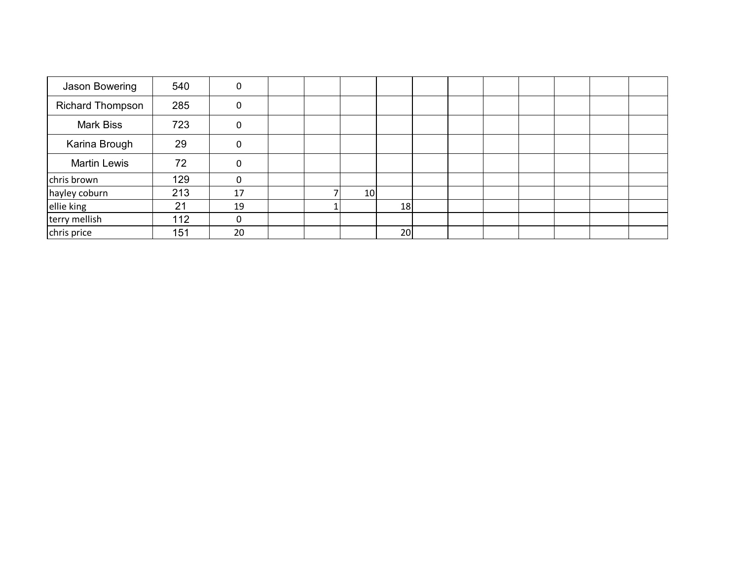| | | | | | | | | | | | | | |
|---|---|---|---|---|---|---|---|---|---|---|---|---|---|
| Jason Bowering | 540 | 0 | | | | | | | | | | | |
| Richard Thompson | 285 | 0 | | | | | | | | | | | |
| Mark Biss | 723 | 0 | | | | | | | | | | | |
| Karina Brough | 29 | 0 | | | | | | | | | | | |
| Martin Lewis | 72 | 0 | | | | | | | | | | | |
| chris brown | 129 | 0 | | | | | | | | | | | |
| hayley coburn | 213 | 17 | | 7 | 10 | | | | | | | | |
| ellie king | 21 | 19 | | 1 | | 18 | | | | | | | |
| terry mellish | 112 | 0 | | | | | | | | | | | |
| chris price | 151 | 20 | | | | 20 | | | | | | | |